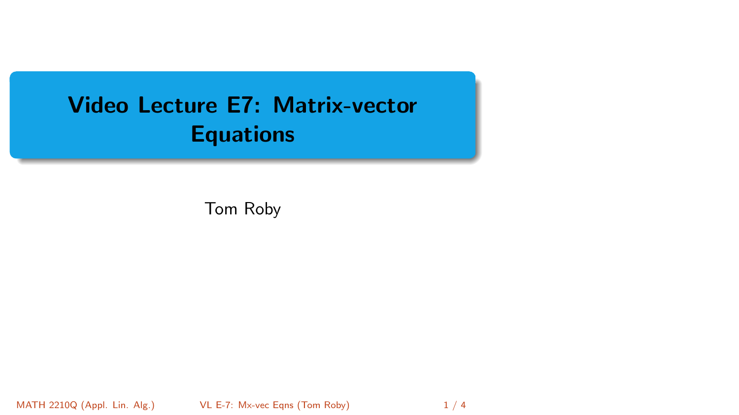# Video Lecture E7: Matrix-vector Equations

Tom Roby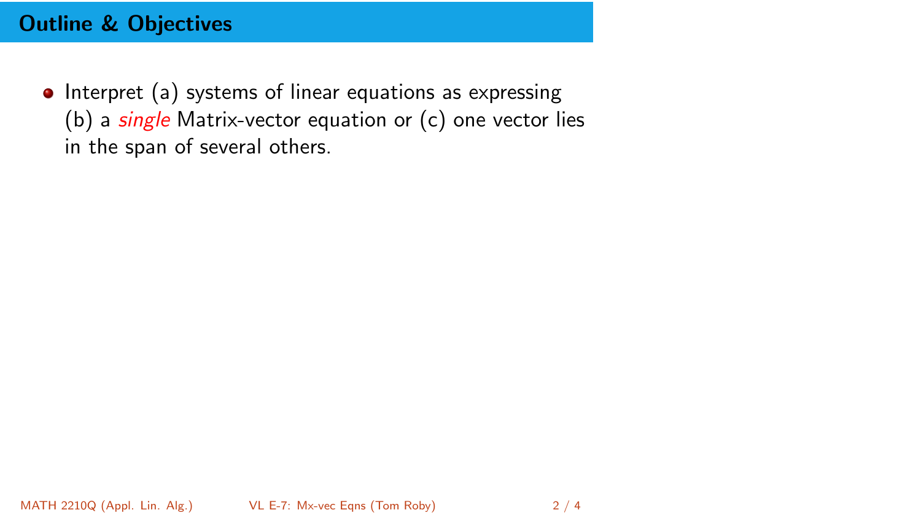## Outline & Objectives

- Interpret (a) systems of linear equations as expressing (b) a *single* Matrix-vector equation or (c) one vector lies in the span of several others.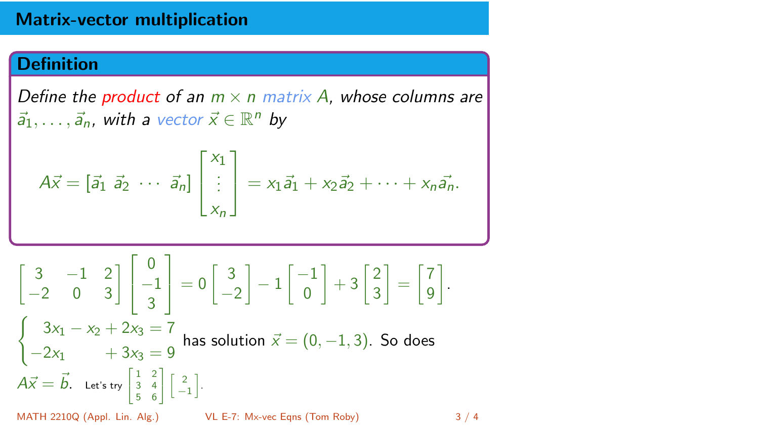# Matrix-vector multiplication

## Definition

*Define the* *product* *of an* $m \times n$ *matrix* $A$*, whose columns are* $\vec{a}_1, \ldots, \vec{a}_n$*, with a* *vector* $\vec{x} \in \mathbb{R}^n$ *by*

$$A\vec{x} = [\vec{a}_1 \ \vec{a}_2 \ \cdots \ \vec{a}_n] \begin{bmatrix} x_1 \\ \vdots \\ x_n \end{bmatrix} = x_1\vec{a}_1 + x_2\vec{a}_2 + \cdots + x_n\vec{a}_n.$$

$$\begin{bmatrix} 3 & -1 & 2 \\ -2 & 0 & 3 \end{bmatrix} \begin{bmatrix} 0 \\ -1 \\ 3 \end{bmatrix} = 0 \begin{bmatrix} 3 \\ -2 \end{bmatrix} - 1 \begin{bmatrix} -1 \\ 0 \end{bmatrix} + 3 \begin{bmatrix} 2 \\ 3 \end{bmatrix} = \begin{bmatrix} 7 \\ 9 \end{bmatrix}.$$

$\begin{cases} 3x_1 - x_2 + 2x_3 = 7 \\ -2x_1 \qquad + 3x_3 = 9 \end{cases}$ has solution $\vec{x} = (0, -1, 3)$. So does $A\vec{x} = \vec{b}$. Let's try $\begin{bmatrix} 1 & 2 \\ 3 & 4 \\ 5 & 6 \end{bmatrix} \begin{bmatrix} 2 \\ -1 \end{bmatrix}$.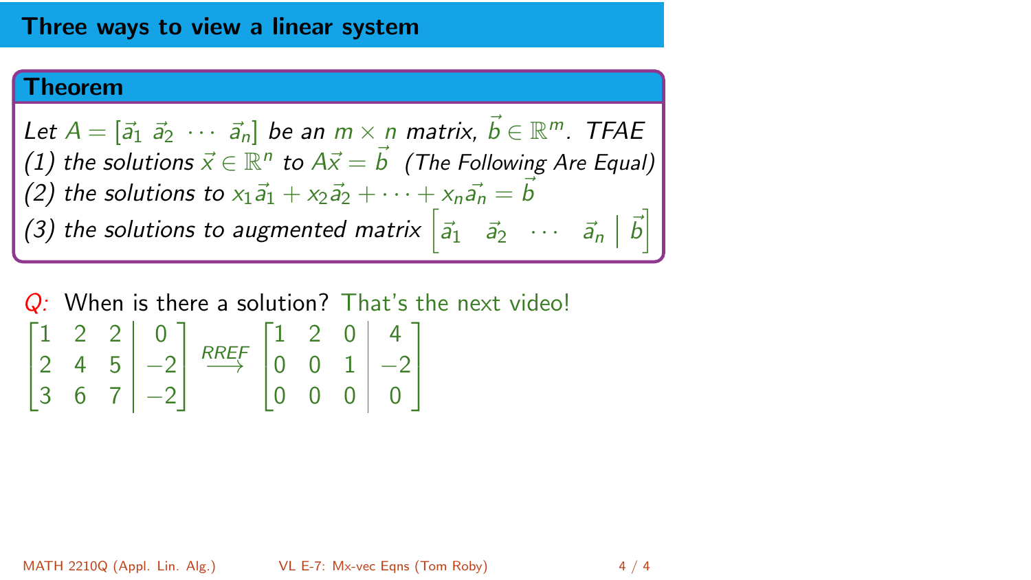# Three ways to view a linear system

**Theorem**

*Let $A = [\vec{a}_1 \ \vec{a}_2 \ \cdots \ \vec{a}_n]$ be an $m \times n$ matrix, $\vec{b} \in \mathbb{R}^m$. TFAE*
*(1) the solutions $\vec{x} \in \mathbb{R}^n$ to $A\vec{x} = \vec{b}$ (The Following Are Equal)*
*(2) the solutions to $x_1\vec{a}_1 + x_2\vec{a}_2 + \cdots + x_n\vec{a}_n = \vec{b}$*
*(3) the solutions to augmented matrix $\left[\begin{array}{cccc|c} \vec{a}_1 & \vec{a}_2 & \cdots & \vec{a}_n & \vec{b} \end{array}\right]$*

*Q:* When is there a solution? That's the next video!

$$\left[\begin{array}{ccc|c} 1 & 2 & 2 & 0 \\ 2 & 4 & 5 & -2 \\ 3 & 6 & 7 & -2 \end{array}\right] \xrightarrow{RREF} \left[\begin{array}{ccc|c} 1 & 2 & 0 & 4 \\ 0 & 0 & 1 & -2 \\ 0 & 0 & 0 & 0 \end{array}\right]$$